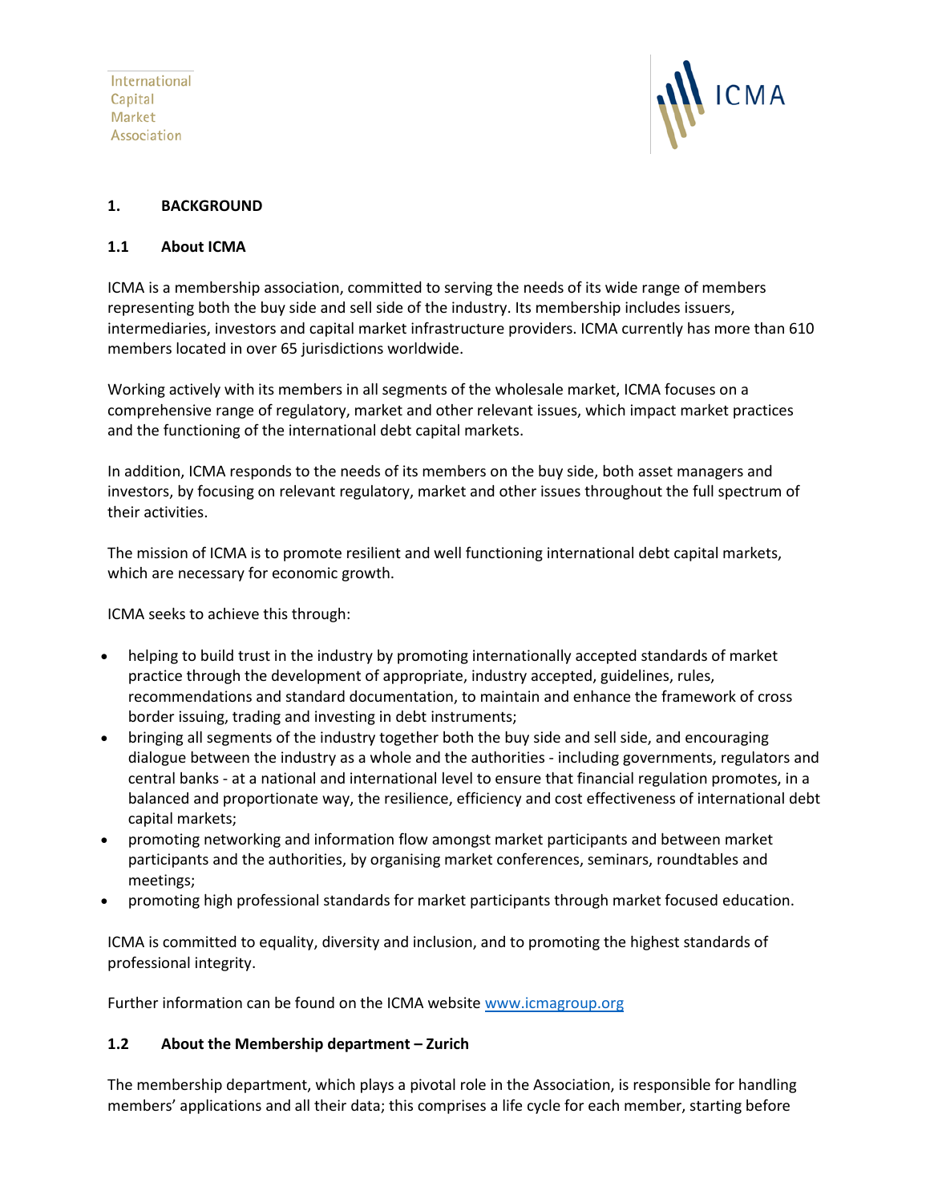International
Capital
Market
Association

## 1. BACKGROUND

### 1.1 About ICMA

ICMA is a membership association, committed to serving the needs of its wide range of members representing both the buy side and sell side of the industry. Its membership includes issuers, intermediaries, investors and capital market infrastructure providers. ICMA currently has more than 610 members located in over 65 jurisdictions worldwide.

Working actively with its members in all segments of the wholesale market, ICMA focuses on a comprehensive range of regulatory, market and other relevant issues, which impact market practices and the functioning of the international debt capital markets.

In addition, ICMA responds to the needs of its members on the buy side, both asset managers and investors, by focusing on relevant regulatory, market and other issues throughout the full spectrum of their activities.

The mission of ICMA is to promote resilient and well functioning international debt capital markets, which are necessary for economic growth.

ICMA seeks to achieve this through:

- helping to build trust in the industry by promoting internationally accepted standards of market practice through the development of appropriate, industry accepted, guidelines, rules, recommendations and standard documentation, to maintain and enhance the framework of cross border issuing, trading and investing in debt instruments;
- bringing all segments of the industry together both the buy side and sell side, and encouraging dialogue between the industry as a whole and the authorities - including governments, regulators and central banks - at a national and international level to ensure that financial regulation promotes, in a balanced and proportionate way, the resilience, efficiency and cost effectiveness of international debt capital markets;
- promoting networking and information flow amongst market participants and between market participants and the authorities, by organising market conferences, seminars, roundtables and meetings;
- promoting high professional standards for market participants through market focused education.

ICMA is committed to equality, diversity and inclusion, and to promoting the highest standards of professional integrity.

Further information can be found on the ICMA website [www.icmagroup.org](http://www.icmagroup.org)

### 1.2 About the Membership department – Zurich

The membership department, which plays a pivotal role in the Association, is responsible for handling members' applications and all their data; this comprises a life cycle for each member, starting before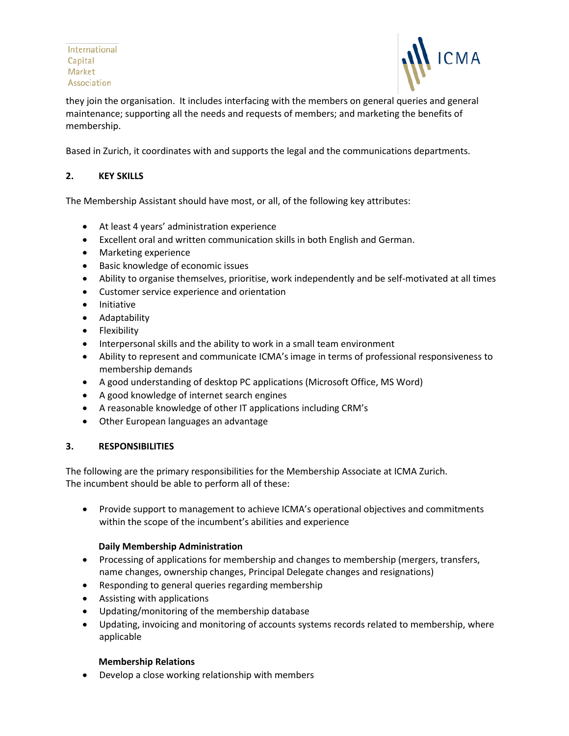they join the organisation. It includes interfacing with the members on general queries and general maintenance; supporting all the needs and requests of members; and marketing the benefits of membership.

Based in Zurich, it coordinates with and supports the legal and the communications departments.

## 2. KEY SKILLS

The Membership Assistant should have most, or all, of the following key attributes:

- At least 4 years' administration experience
- Excellent oral and written communication skills in both English and German.
- Marketing experience
- Basic knowledge of economic issues
- Ability to organise themselves, prioritise, work independently and be self-motivated at all times
- Customer service experience and orientation
- Initiative
- Adaptability
- Flexibility
- Interpersonal skills and the ability to work in a small team environment
- Ability to represent and communicate ICMA's image in terms of professional responsiveness to membership demands
- A good understanding of desktop PC applications (Microsoft Office, MS Word)
- A good knowledge of internet search engines
- A reasonable knowledge of other IT applications including CRM's
- Other European languages an advantage

## 3. RESPONSIBILITIES

The following are the primary responsibilities for the Membership Associate at ICMA Zurich. The incumbent should be able to perform all of these:

- Provide support to management to achieve ICMA's operational objectives and commitments within the scope of the incumbent's abilities and experience

**Daily Membership Administration**

- Processing of applications for membership and changes to membership (mergers, transfers, name changes, ownership changes, Principal Delegate changes and resignations)
- Responding to general queries regarding membership
- Assisting with applications
- Updating/monitoring of the membership database
- Updating, invoicing and monitoring of accounts systems records related to membership, where applicable

**Membership Relations**

- Develop a close working relationship with members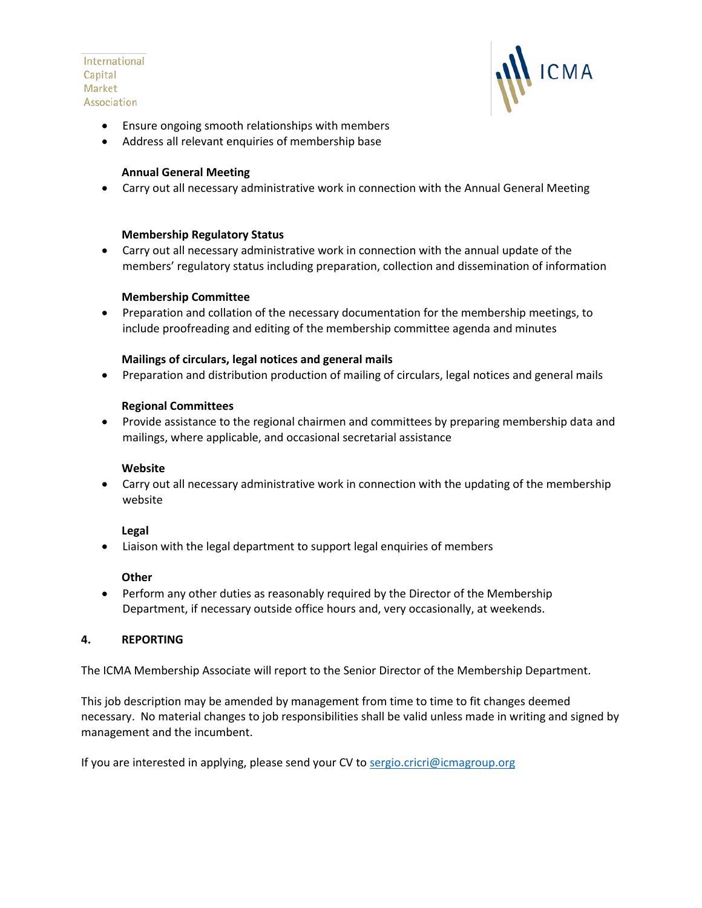- Ensure ongoing smooth relationships with members
- Address all relevant enquiries of membership base

**Annual General Meeting**

- Carry out all necessary administrative work in connection with the Annual General Meeting

**Membership Regulatory Status**

- Carry out all necessary administrative work in connection with the annual update of the members' regulatory status including preparation, collection and dissemination of information

**Membership Committee**

- Preparation and collation of the necessary documentation for the membership meetings, to include proofreading and editing of the membership committee agenda and minutes

**Mailings of circulars, legal notices and general mails**

- Preparation and distribution production of mailing of circulars, legal notices and general mails

**Regional Committees**

- Provide assistance to the regional chairmen and committees by preparing membership data and mailings, where applicable, and occasional secretarial assistance

**Website**

- Carry out all necessary administrative work in connection with the updating of the membership website

**Legal**

- Liaison with the legal department to support legal enquiries of members

**Other**

- Perform any other duties as reasonably required by the Director of the Membership Department, if necessary outside office hours and, very occasionally, at weekends.

## 4. REPORTING

The ICMA Membership Associate will report to the Senior Director of the Membership Department.

This job description may be amended by management from time to time to fit changes deemed necessary. No material changes to job responsibilities shall be valid unless made in writing and signed by management and the incumbent.

If you are interested in applying, please send your CV to sergio.cricri@icmagroup.org